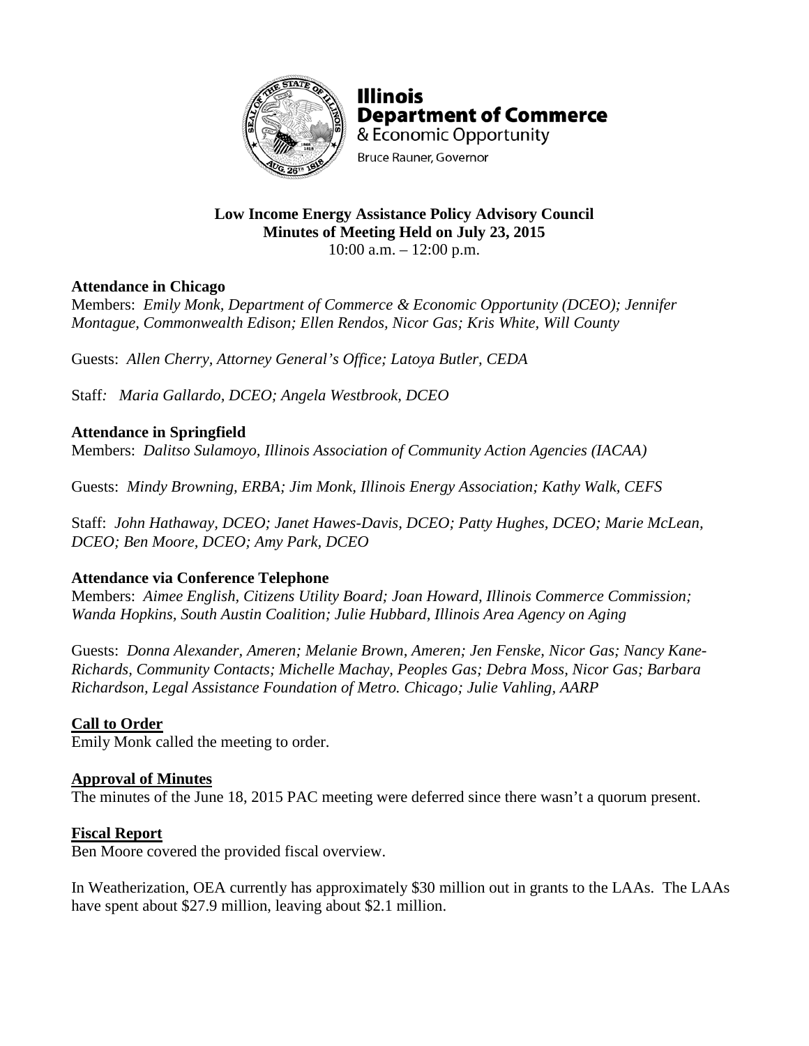**Illinois Department of Commerce**
& Economic Opportunity
Bruce Rauner, Governor

# Low Income Energy Assistance Policy Advisory Council
## Minutes of Meeting Held on July 23, 2015

10:00 a.m. – 12:00 p.m.

**Attendance in Chicago**

Members: *Emily Monk, Department of Commerce & Economic Opportunity (DCEO); Jennifer Montague, Commonwealth Edison; Ellen Rendos, Nicor Gas; Kris White, Will County*

Guests: *Allen Cherry, Attorney General's Office; Latoya Butler, CEDA*

Staff: *Maria Gallardo, DCEO; Angela Westbrook, DCEO*

**Attendance in Springfield**

Members: *Dalitso Sulamoyo, Illinois Association of Community Action Agencies (IACAA)*

Guests: *Mindy Browning, ERBA; Jim Monk, Illinois Energy Association; Kathy Walk, CEFS*

Staff: *John Hathaway, DCEO; Janet Hawes-Davis, DCEO; Patty Hughes, DCEO; Marie McLean, DCEO; Ben Moore, DCEO; Amy Park, DCEO*

**Attendance via Conference Telephone**

Members: *Aimee English, Citizens Utility Board; Joan Howard, Illinois Commerce Commission; Wanda Hopkins, South Austin Coalition; Julie Hubbard, Illinois Area Agency on Aging*

Guests: *Donna Alexander, Ameren; Melanie Brown, Ameren; Jen Fenske, Nicor Gas; Nancy Kane-Richards, Community Contacts; Michelle Machay, Peoples Gas; Debra Moss, Nicor Gas; Barbara Richardson, Legal Assistance Foundation of Metro. Chicago; Julie Vahling, AARP*

**Call to Order**

Emily Monk called the meeting to order.

**Approval of Minutes**

The minutes of the June 18, 2015 PAC meeting were deferred since there wasn't a quorum present.

**Fiscal Report**

Ben Moore covered the provided fiscal overview.

In Weatherization, OEA currently has approximately $30 million out in grants to the LAAs. The LAAs have spent about $27.9 million, leaving about $2.1 million.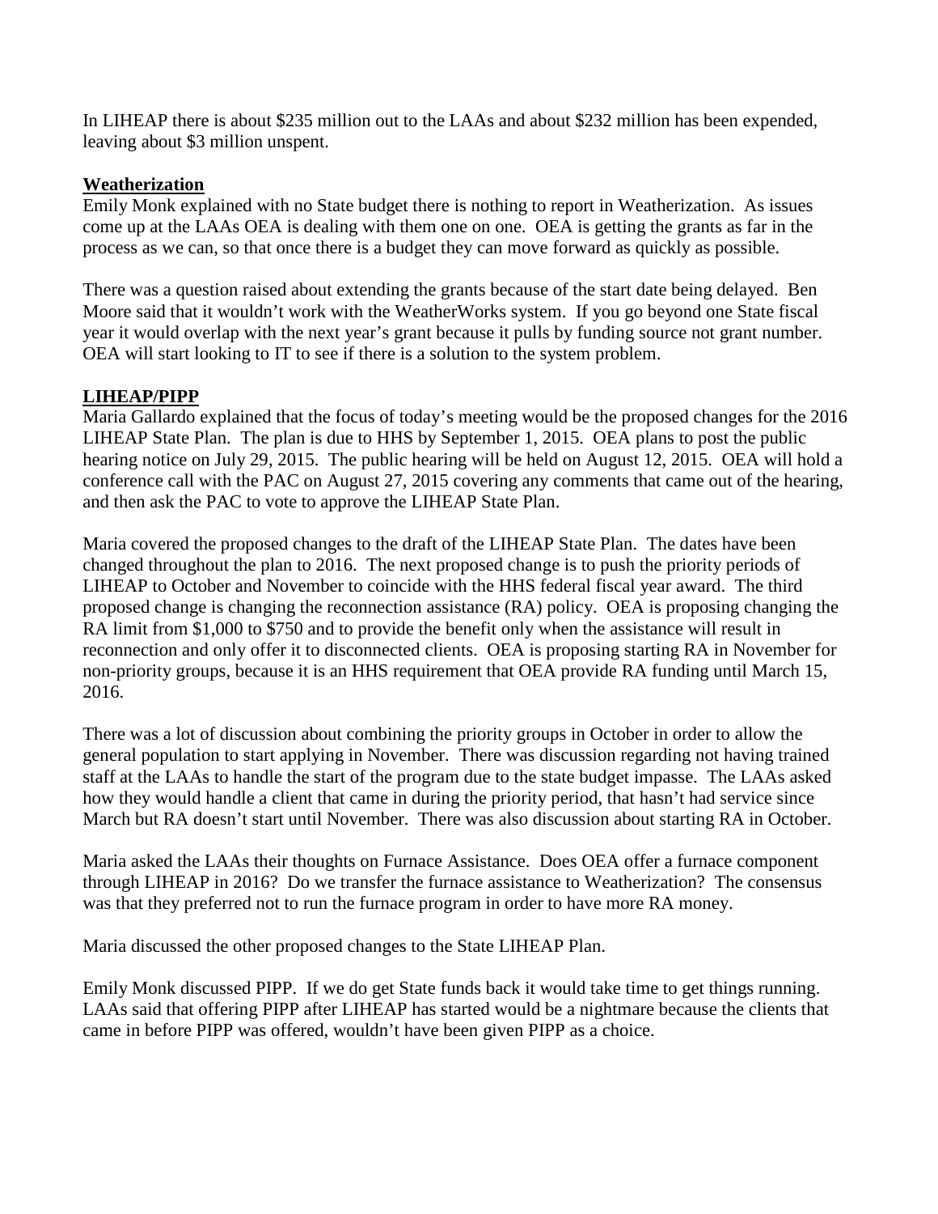In LIHEAP there is about $235 million out to the LAAs and about $232 million has been expended, leaving about $3 million unspent.

**Weatherization**

Emily Monk explained with no State budget there is nothing to report in Weatherization. As issues come up at the LAAs OEA is dealing with them one on one. OEA is getting the grants as far in the process as we can, so that once there is a budget they can move forward as quickly as possible.

There was a question raised about extending the grants because of the start date being delayed. Ben Moore said that it wouldn't work with the WeatherWorks system. If you go beyond one State fiscal year it would overlap with the next year's grant because it pulls by funding source not grant number. OEA will start looking to IT to see if there is a solution to the system problem.

**LIHEAP/PIPP**

Maria Gallardo explained that the focus of today's meeting would be the proposed changes for the 2016 LIHEAP State Plan. The plan is due to HHS by September 1, 2015. OEA plans to post the public hearing notice on July 29, 2015. The public hearing will be held on August 12, 2015. OEA will hold a conference call with the PAC on August 27, 2015 covering any comments that came out of the hearing, and then ask the PAC to vote to approve the LIHEAP State Plan.

Maria covered the proposed changes to the draft of the LIHEAP State Plan. The dates have been changed throughout the plan to 2016. The next proposed change is to push the priority periods of LIHEAP to October and November to coincide with the HHS federal fiscal year award. The third proposed change is changing the reconnection assistance (RA) policy. OEA is proposing changing the RA limit from $1,000 to $750 and to provide the benefit only when the assistance will result in reconnection and only offer it to disconnected clients. OEA is proposing starting RA in November for non-priority groups, because it is an HHS requirement that OEA provide RA funding until March 15, 2016.

There was a lot of discussion about combining the priority groups in October in order to allow the general population to start applying in November. There was discussion regarding not having trained staff at the LAAs to handle the start of the program due to the state budget impasse. The LAAs asked how they would handle a client that came in during the priority period, that hasn't had service since March but RA doesn't start until November. There was also discussion about starting RA in October.

Maria asked the LAAs their thoughts on Furnace Assistance. Does OEA offer a furnace component through LIHEAP in 2016? Do we transfer the furnace assistance to Weatherization? The consensus was that they preferred not to run the furnace program in order to have more RA money.

Maria discussed the other proposed changes to the State LIHEAP Plan.

Emily Monk discussed PIPP. If we do get State funds back it would take time to get things running. LAAs said that offering PIPP after LIHEAP has started would be a nightmare because the clients that came in before PIPP was offered, wouldn't have been given PIPP as a choice.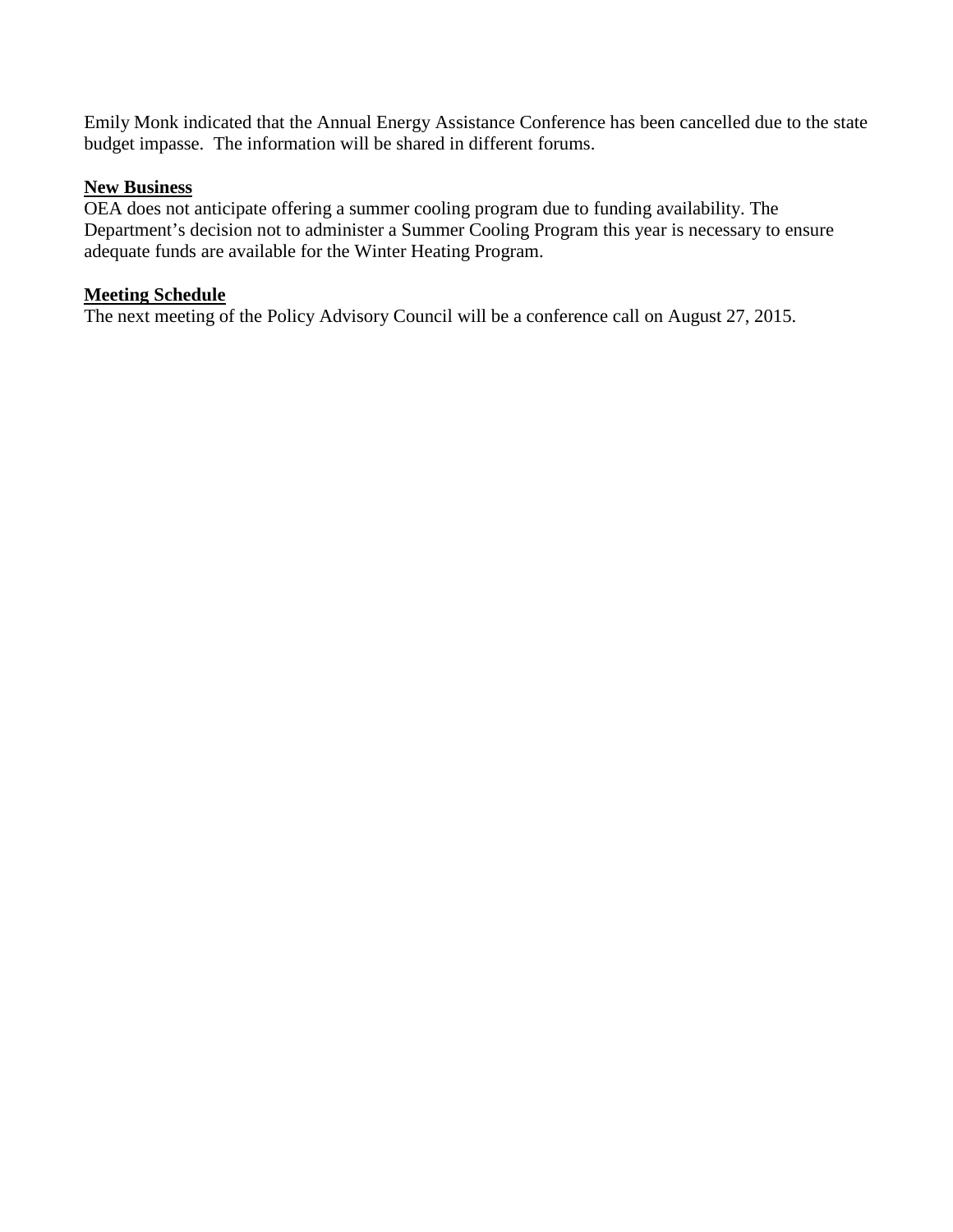Emily Monk indicated that the Annual Energy Assistance Conference has been cancelled due to the state budget impasse. The information will be shared in different forums.

**New Business**

OEA does not anticipate offering a summer cooling program due to funding availability. The Department's decision not to administer a Summer Cooling Program this year is necessary to ensure adequate funds are available for the Winter Heating Program.

**Meeting Schedule**

The next meeting of the Policy Advisory Council will be a conference call on August 27, 2015.